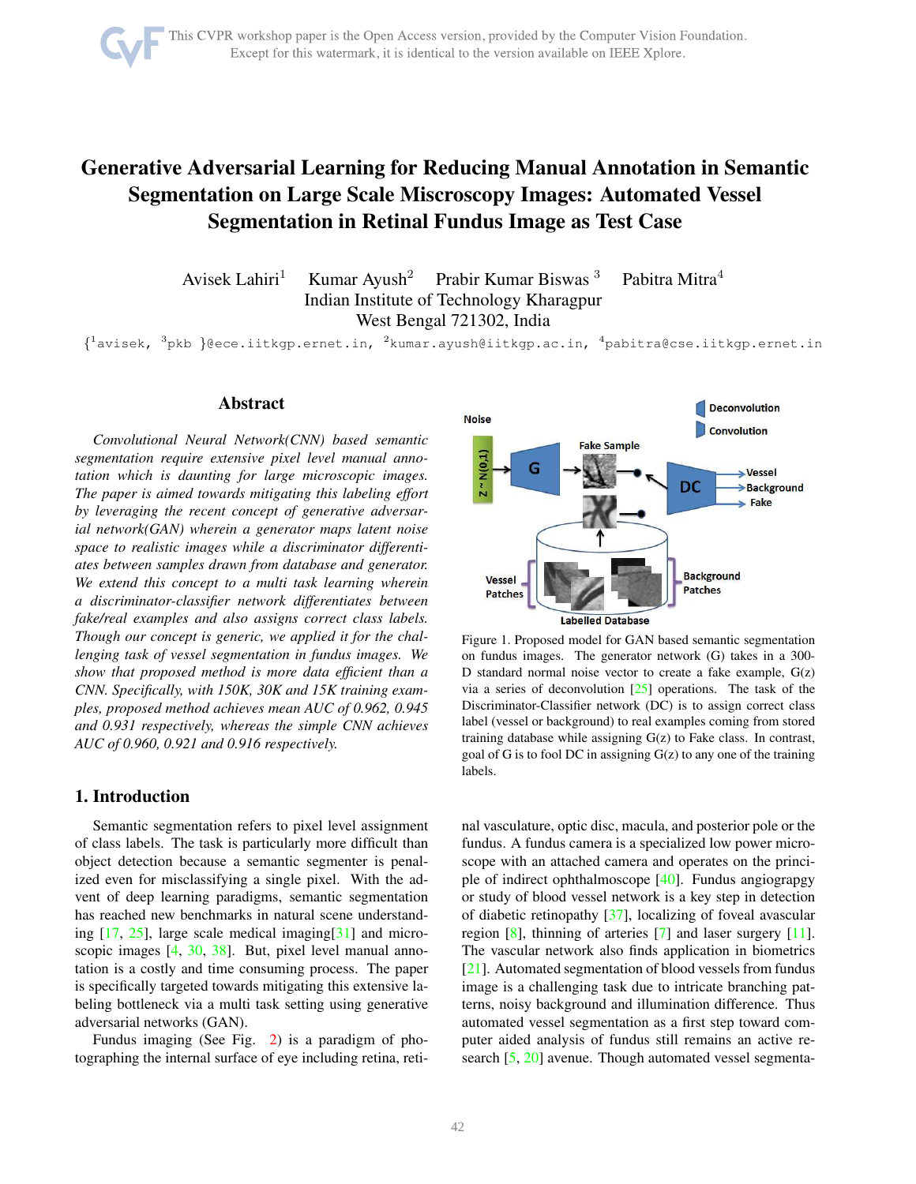# Generative Adversarial Learning for Reducing Manual Annotation in Semantic Segmentation on Large Scale Miscroscopy Images: Automated Vessel Segmentation in Retinal Fundus Image as Test Case

Avisek Lahiri[1] Kumar Ayush[2] Prabir Kumar Biswas [3] Pabitra Mitra[4]
Indian Institute of Technology Kharagpur
West Bengal 721302, India

{[1]avisek, [3]pkb }@ece.iitkgp.ernet.in, [2]kumar.ayush@iitkgp.ac.in, [4]pabitra@cse.iitkgp.ernet.in

## Abstract

*Convolutional Neural Network(CNN) based semantic segmentation require extensive pixel level manual annotation which is daunting for large microscopic images. The paper is aimed towards mitigating this labeling effort by leveraging the recent concept of generative adversarial network(GAN) wherein a generator maps latent noise space to realistic images while a discriminator differentiates between samples drawn from database and generator. We extend this concept to a multi task learning wherein a discriminator-classifier network differentiates between fake/real examples and also assigns correct class labels. Though our concept is generic, we applied it for the challenging task of vessel segmentation in fundus images. We show that proposed method is more data efficient than a CNN. Specifically, with 150K, 30K and 15K training examples, proposed method achieves mean AUC of 0.962, 0.945 and 0.931 respectively, whereas the simple CNN achieves AUC of 0.960, 0.921 and 0.916 respectively.*

Figure 1. Proposed model for GAN based semantic segmentation on fundus images. The generator network (G) takes in a 300-D standard normal noise vector to create a fake example, G(z) via a series of deconvolution [25] operations. The task of the Discriminator-Classifier network (DC) is to assign correct class label (vessel or background) to real examples coming from stored training database while assigning G(z) to Fake class. In contrast, goal of G is to fool DC in assigning G(z) to any one of the training labels.

## 1. Introduction

Semantic segmentation refers to pixel level assignment of class labels. The task is particularly more difficult than object detection because a semantic segmenter is penalized even for misclassifying a single pixel. With the advent of deep learning paradigms, semantic segmentation has reached new benchmarks in natural scene understanding [17, 25], large scale medical imaging[31] and microscopic images [4, 30, 38]. But, pixel level manual annotation is a costly and time consuming process. The paper is specifically targeted towards mitigating this extensive labeling bottleneck via a multi task setting using generative adversarial networks (GAN).

Fundus imaging (See Fig. 2) is a paradigm of photographing the internal surface of eye including retina, retinal vasculature, optic disc, macula, and posterior pole or the fundus. A fundus camera is a specialized low power microscope with an attached camera and operates on the principle of indirect ophthalmoscope [40]. Fundus angiograpgy or study of blood vessel network is a key step in detection of diabetic retinopathy [37], localizing of foveal avascular region [8], thinning of arteries [7] and laser surgery [11]. The vascular network also finds application in biometrics [21]. Automated segmentation of blood vessels from fundus image is a challenging task due to intricate branching patterns, noisy background and illumination difference. Thus automated vessel segmentation as a first step toward computer aided analysis of fundus still remains an active research [5, 20] avenue. Though automated vessel segmenta-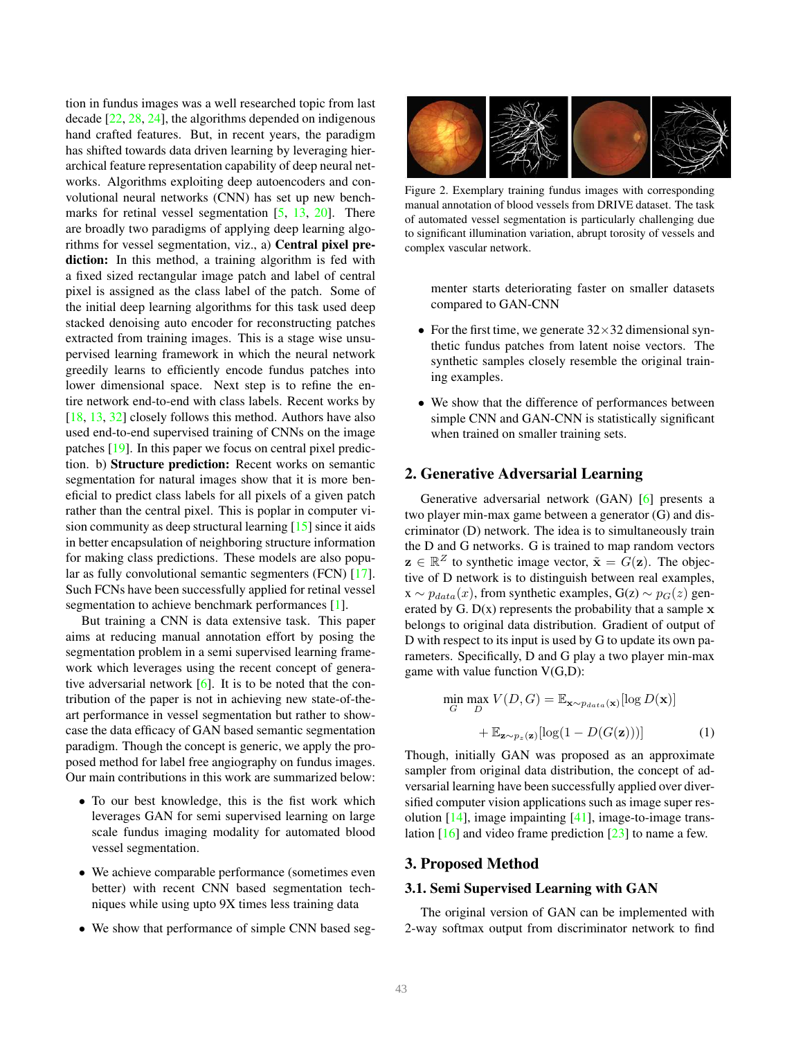tion in fundus images was a well researched topic from last decade [22, 28, 24], the algorithms depended on indigenous hand crafted features. But, in recent years, the paradigm has shifted towards data driven learning by leveraging hierarchical feature representation capability of deep neural networks. Algorithms exploiting deep autoencoders and convolutional neural networks (CNN) has set up new benchmarks for retinal vessel segmentation [5, 13, 20]. There are broadly two paradigms of applying deep learning algorithms for vessel segmentation, viz., a) **Central pixel prediction:** In this method, a training algorithm is fed with a fixed sized rectangular image patch and label of central pixel is assigned as the class label of the patch. Some of the initial deep learning algorithms for this task used deep stacked denoising auto encoder for reconstructing patches extracted from training images. This is a stage wise unsupervised learning framework in which the neural network greedily learns to efficiently encode fundus patches into lower dimensional space. Next step is to refine the entire network end-to-end with class labels. Recent works by [18, 13, 32] closely follows this method. Authors have also used end-to-end supervised training of CNNs on the image patches [19]. In this paper we focus on central pixel prediction. b) **Structure prediction:** Recent works on semantic segmentation for natural images show that it is more beneficial to predict class labels for all pixels of a given patch rather than the central pixel. This is poplar in computer vision community as deep structural learning [15] since it aids in better encapsulation of neighboring structure information for making class predictions. These models are also popular as fully convolutional semantic segmenters (FCN) [17]. Such FCNs have been successfully applied for retinal vessel segmentation to achieve benchmark performances [1].

But training a CNN is data extensive task. This paper aims at reducing manual annotation effort by posing the segmentation problem in a semi supervised learning framework which leverages using the recent concept of generative adversarial network [6]. It is to be noted that the contribution of the paper is not in achieving new state-of-the-art performance in vessel segmentation but rather to showcase the data efficacy of GAN based semantic segmentation paradigm. Though the concept is generic, we apply the proposed method for label free angiography on fundus images. Our main contributions in this work are summarized below:

- To our best knowledge, this is the fist work which leverages GAN for semi supervised learning on large scale fundus imaging modality for automated blood vessel segmentation.
- We achieve comparable performance (sometimes even better) with recent CNN based segmentation techniques while using upto 9X times less training data
- We show that performance of simple CNN based segmenter starts deteriorating faster on smaller datasets compared to GAN-CNN
- For the first time, we generate $32\times32$ dimensional synthetic fundus patches from latent noise vectors. The synthetic samples closely resemble the original training examples.
- We show that the difference of performances between simple CNN and GAN-CNN is statistically significant when trained on smaller training sets.

Figure 2. Exemplary training fundus images with corresponding manual annotation of blood vessels from DRIVE dataset. The task of automated vessel segmentation is particularly challenging due to significant illumination variation, abrupt torosity of vessels and complex vascular network.

## 2. Generative Adversarial Learning

Generative adversarial network (GAN) [6] presents a two player min-max game between a generator (G) and discriminator (D) network. The idea is to simultaneously train the D and G networks. G is trained to map random vectors $\mathbf{z} \in \mathbb{R}^Z$ to synthetic image vector, $\tilde{\mathbf{x}} = G(\mathbf{z})$. The objective of D network is to distinguish between real examples, $x \sim p_{data}(x)$, from synthetic examples, G(z) $\sim p_G(z)$ generated by G. D(x) represents the probability that a sample $\mathbf{x}$ belongs to original data distribution. Gradient of output of D with respect to its input is used by G to update its own parameters. Specifically, D and G play a two player min-max game with value function V(G,D):

$$\min_G \max_D V(D,G) = \mathbb{E}_{\mathbf{x}\sim p_{data}(\mathbf{x})}[\log D(\mathbf{x})] + \mathbb{E}_{\mathbf{z}\sim p_z(\mathbf{z})}[\log(1 - D(G(\mathbf{z})))] \tag{1}$$

Though, initially GAN was proposed as an approximate sampler from original data distribution, the concept of adversarial learning have been successfully applied over diversified computer vision applications such as image super resolution [14], image impainting [41], image-to-image translation [16] and video frame prediction [23] to name a few.

## 3. Proposed Method

### 3.1. Semi Supervised Learning with GAN

The original version of GAN can be implemented with 2-way softmax output from discriminator network to find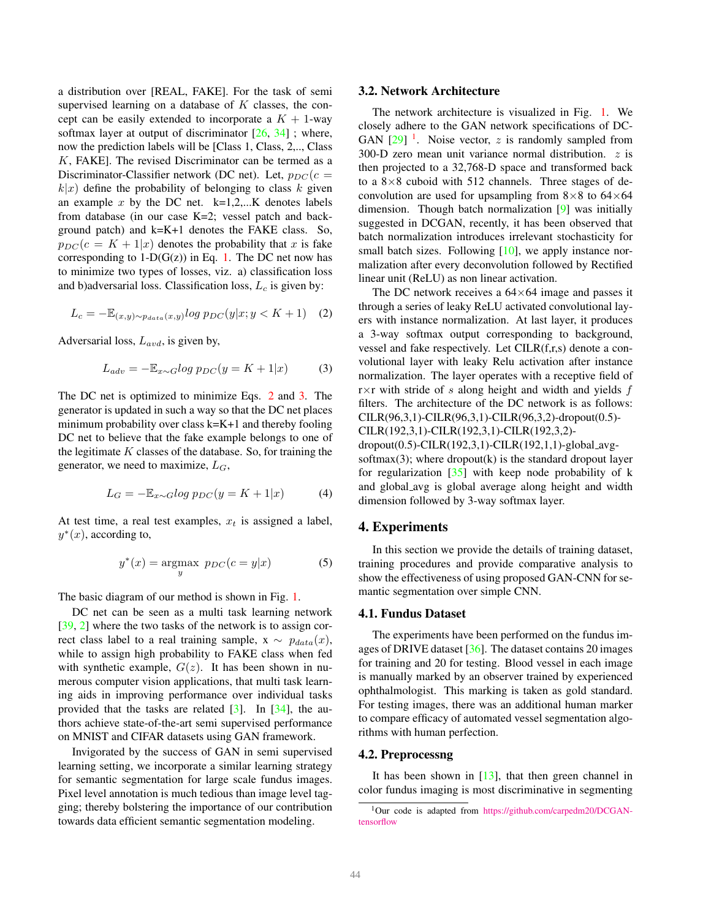a distribution over [REAL, FAKE]. For the task of semi supervised learning on a database of $K$ classes, the concept can be easily extended to incorporate a $K+1$-way softmax layer at output of discriminator [26, 34] ; where, now the prediction labels will be [Class 1, Class, 2,.., Class $K$, FAKE]. The revised Discriminator can be termed as a Discriminator-Classifier network (DC net). Let, $p_{DC}(c = k|x)$ define the probability of belonging to class $k$ given an example $x$ by the DC net. k=1,2,...K denotes labels from database (in our case K=2; vessel patch and background patch) and k=K+1 denotes the FAKE class. So, $p_{DC}(c = K+1|x)$ denotes the probability that $x$ is fake corresponding to 1-D(G(z)) in Eq. 1. The DC net now has to minimize two types of losses, viz. a) classification loss and b)adversarial loss. Classification loss, $L_c$ is given by:

$$L_c = -\mathbb{E}_{(x,y)\sim p_{data}(x,y)} log\ p_{DC}(y|x; y < K+1) \quad (2)$$

Adversarial loss, $L_{avd}$, is given by,

$$L_{adv} = -\mathbb{E}_{x\sim G} log\ p_{DC}(y = K+1|x) \quad (3)$$

The DC net is optimized to minimize Eqs. 2 and 3. The generator is updated in such a way so that the DC net places minimum probability over class k=K+1 and thereby fooling DC net to believe that the fake example belongs to one of the legitimate $K$ classes of the database. So, for training the generator, we need to maximize, $L_G$,

$$L_G = -\mathbb{E}_{x\sim G} log\ p_{DC}(y = K+1|x) \quad (4)$$

At test time, a real test examples, $x_t$ is assigned a label, $y^*(x)$, according to,

$$y^*(x) = \underset{y}{\text{argmax}}\ p_{DC}(c = y|x) \quad (5)$$

The basic diagram of our method is shown in Fig. 1.

DC net can be seen as a multi task learning network [39, 2] where the two tasks of the network is to assign correct class label to a real training sample, x $\sim p_{data}(x)$, while to assign high probability to FAKE class when fed with synthetic example, $G(z)$. It has been shown in numerous computer vision applications, that multi task learning aids in improving performance over individual tasks provided that the tasks are related [3]. In [34], the authors achieve state-of-the-art semi supervised performance on MNIST and CIFAR datasets using GAN framework.

Invigorated by the success of GAN in semi supervised learning setting, we incorporate a similar learning strategy for semantic segmentation for large scale fundus images. Pixel level annotation is much tedious than image level tagging; thereby bolstering the importance of our contribution towards data efficient semantic segmentation modeling.

### 3.2. Network Architecture

The network architecture is visualized in Fig. 1. We closely adhere to the GAN network specifications of DC-GAN [29] [1]. Noise vector, $z$ is randomly sampled from 300-D zero mean unit variance normal distribution. $z$ is then projected to a 32,768-D space and transformed back to a 8×8 cuboid with 512 channels. Three stages of deconvolution are used for upsampling from 8×8 to 64×64 dimension. Though batch normalization [9] was initially suggested in DCGAN, recently, it has been observed that batch normalization introduces irrelevant stochasticity for small batch sizes. Following [10], we apply instance normalization after every deconvolution followed by Rectified linear unit (ReLU) as non linear activation.

The DC network receives a 64×64 image and passes it through a series of leaky ReLU activated convolutional layers with instance normalization. At last layer, it produces a 3-way softmax output corresponding to background, vessel and fake respectively. Let CILR(f,r,s) denote a convolutional layer with leaky Relu activation after instance normalization. The layer operates with a receptive field of r×r with stride of $s$ along height and width and yields $f$ filters. The architecture of the DC network is as follows: CILR(96,3,1)-CILR(96,3,1)-CILR(96,3,2)-dropout(0.5)-CILR(192,3,1)-CILR(192,3,1)-CILR(192,3,2)-dropout(0.5)-CILR(192,3,1)-CILR(192,1,1)-global_avg-softmax(3); where dropout(k) is the standard dropout layer for regularization [35] with keep node probability of k and global_avg is global average along height and width dimension followed by 3-way softmax layer.

## 4. Experiments

In this section we provide the details of training dataset, training procedures and provide comparative analysis to show the effectiveness of using proposed GAN-CNN for semantic segmentation over simple CNN.

### 4.1. Fundus Dataset

The experiments have been performed on the fundus images of DRIVE dataset [36]. The dataset contains 20 images for training and 20 for testing. Blood vessel in each image is manually marked by an observer trained by experienced ophthalmologist. This marking is taken as gold standard. For testing images, there was an additional human marker to compare efficacy of automated vessel segmentation algorithms with human perfection.

### 4.2. Preprocessng

It has been shown in [13], that then green channel in color fundus imaging is most discriminative in segmenting

[1] Our code is adapted from https://github.com/carpedm20/DCGAN-tensorflow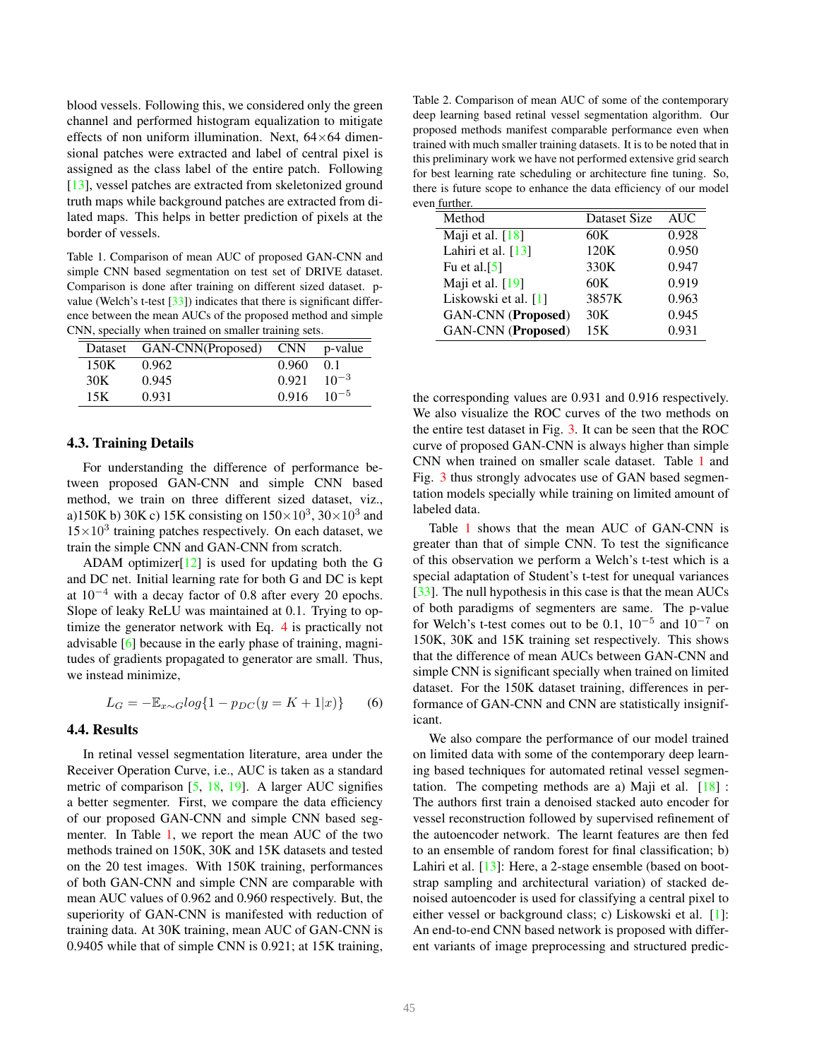blood vessels. Following this, we considered only the green channel and performed histogram equalization to mitigate effects of non uniform illumination. Next, 64×64 dimensional patches were extracted and label of central pixel is assigned as the class label of the entire patch. Following [13], vessel patches are extracted from skeletonized ground truth maps while background patches are extracted from dilated maps. This helps in better prediction of pixels at the border of vessels.

Table 1. Comparison of mean AUC of proposed GAN-CNN and simple CNN based segmentation on test set of DRIVE dataset. Comparison is done after training on different sized dataset. p-value (Welch's t-test [33]) indicates that there is significant difference between the mean AUCs of the proposed method and simple CNN, specially when trained on smaller training sets.

| Dataset | GAN-CNN(Proposed) | CNN | p-value |
|---|---|---|---|
| 150K | 0.962 | 0.960 | 0.1 |
| 30K | 0.945 | 0.921 | $10^{-3}$ |
| 15K | 0.931 | 0.916 | $10^{-5}$ |

### 4.3. Training Details

For understanding the difference of performance between proposed GAN-CNN and simple CNN based method, we train on three different sized dataset, viz., a)150K b) 30K c) 15K consisting on $150\times10^3$, $30\times10^3$ and $15\times10^3$ training patches respectively. On each dataset, we train the simple CNN and GAN-CNN from scratch.

ADAM optimizer[12] is used for updating both the G and DC net. Initial learning rate for both G and DC is kept at $10^{-4}$ with a decay factor of 0.8 after every 20 epochs. Slope of leaky ReLU was maintained at 0.1. Trying to optimize the generator network with Eq. 4 is practically not advisable [6] because in the early phase of training, magnitudes of gradients propagated to generator are small. Thus, we instead minimize,

$$L_G = -\mathbb{E}_{x\sim G} log\{1 - p_{DC}(y = K + 1|x)\} \quad (6)$$

### 4.4. Results

In retinal vessel segmentation literature, area under the Receiver Operation Curve, i.e., AUC is taken as a standard metric of comparison [5, 18, 19]. A larger AUC signifies a better segmenter. First, we compare the data efficiency of our proposed GAN-CNN and simple CNN based segmenter. In Table 1, we report the mean AUC of the two methods trained on 150K, 30K and 15K datasets and tested on the 20 test images. With 150K training, performances of both GAN-CNN and simple CNN are comparable with mean AUC values of 0.962 and 0.960 respectively. But, the superiority of GAN-CNN is manifested with reduction of training data. At 30K training, mean AUC of GAN-CNN is 0.9405 while that of simple CNN is 0.921; at 15K training, the corresponding values are 0.931 and 0.916 respectively. We also visualize the ROC curves of the two methods on the entire test dataset in Fig. 3. It can be seen that the ROC curve of proposed GAN-CNN is always higher than simple CNN when trained on smaller scale dataset. Table 1 and Fig. 3 thus strongly advocates use of GAN based segmentation models specially while training on limited amount of labeled data.

Table 1 shows that the mean AUC of GAN-CNN is greater than that of simple CNN. To test the significance of this observation we perform a Welch's t-test which is a special adaptation of Student's t-test for unequal variances [33]. The null hypothesis in this case is that the mean AUCs of both paradigms of segmenters are same. The p-value for Welch's t-test comes out to be 0.1, $10^{-5}$ and $10^{-7}$ on 150K, 30K and 15K training set respectively. This shows that the difference of mean AUCs between GAN-CNN and simple CNN is significant specially when trained on limited dataset. For the 150K dataset training, differences in performance of GAN-CNN and CNN are statistically insignificant.

Table 2. Comparison of mean AUC of some of the contemporary deep learning based retinal vessel segmentation algorithm. Our proposed methods manifest comparable performance even when trained with much smaller training datasets. It is to be noted that in this preliminary work we have not performed extensive grid search for best learning rate scheduling or architecture fine tuning. So, there is future scope to enhance the data efficiency of our model even further.

| Method | Dataset Size | AUC |
|---|---|---|
| Maji et al. [18] | 60K | 0.928 |
| Lahiri et al. [13] | 120K | 0.950 |
| Fu et al.[5] | 330K | 0.947 |
| Maji et al. [19] | 60K | 0.919 |
| Liskowski et al. [1] | 3857K | 0.963 |
| GAN-CNN (**Proposed**) | 30K | 0.945 |
| GAN-CNN (**Proposed**) | 15K | 0.931 |

We also compare the performance of our model trained on limited data with some of the contemporary deep learning based techniques for automated retinal vessel segmentation. The competing methods are a) Maji et al. [18] : The authors first train a denoised stacked auto encoder for vessel reconstruction followed by supervised refinement of the autoencoder network. The learnt features are then fed to an ensemble of random forest for final classification; b) Lahiri et al. [13]: Here, a 2-stage ensemble (based on bootstrap sampling and architectural variation) of stacked denoised autoencoder is used for classifying a central pixel to either vessel or background class; c) Liskowski et al. [1]: An end-to-end CNN based network is proposed with different variants of image preprocessing and structured predic-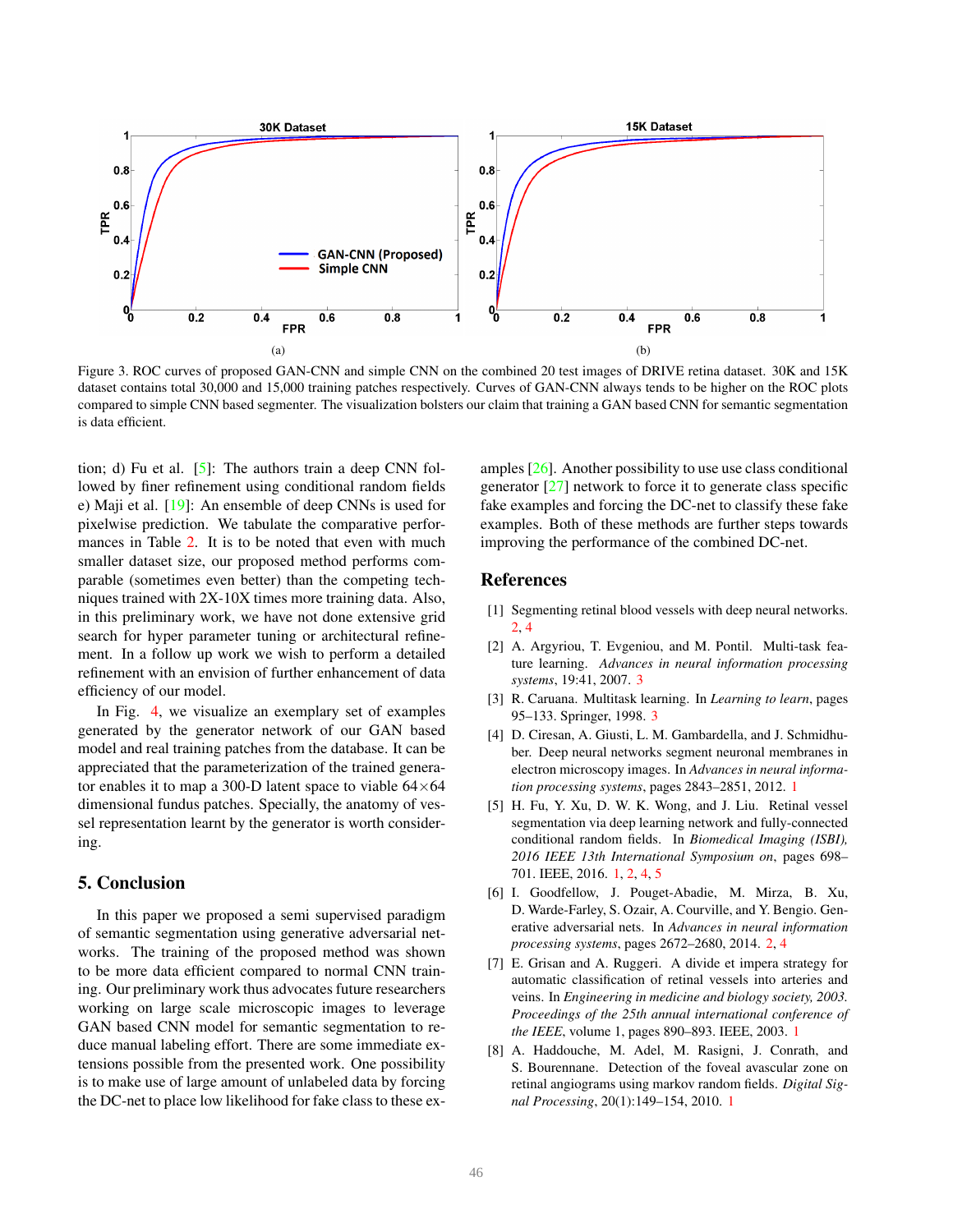Figure 3. ROC curves of proposed GAN-CNN and simple CNN on the combined 20 test images of DRIVE retina dataset. 30K and 15K dataset contains total 30,000 and 15,000 training patches respectively. Curves of GAN-CNN always tends to be higher on the ROC plots compared to simple CNN based segmenter. The visualization bolsters our claim that training a GAN based CNN for semantic segmentation is data efficient.

tion; d) Fu et al. [5]: The authors train a deep CNN followed by finer refinement using conditional random fields e) Maji et al. [19]: An ensemble of deep CNNs is used for pixelwise prediction. We tabulate the comparative performances in Table 2. It is to be noted that even with much smaller dataset size, our proposed method performs comparable (sometimes even better) than the competing techniques trained with 2X-10X times more training data. Also, in this preliminary work, we have not done extensive grid search for hyper parameter tuning or architectural refinement. In a follow up work we wish to perform a detailed refinement with an envision of further enhancement of data efficiency of our model.

In Fig. 4, we visualize an exemplary set of examples generated by the generator network of our GAN based model and real training patches from the database. It can be appreciated that the parameterization of the trained generator enables it to map a 300-D latent space to viable $64 \times 64$ dimensional fundus patches. Specially, the anatomy of vessel representation learnt by the generator is worth considering.

## 5. Conclusion

In this paper we proposed a semi supervised paradigm of semantic segmentation using generative adversarial networks. The training of the proposed method was shown to be more data efficient compared to normal CNN training. Our preliminary work thus advocates future researchers working on large scale microscopic images to leverage GAN based CNN model for semantic segmentation to reduce manual labeling effort. There are some immediate extensions possible from the presented work. One possibility is to make use of large amount of unlabeled data by forcing the DC-net to place low likelihood for fake class to these examples [26]. Another possibility to use use class conditional generator [27] network to force it to generate class specific fake examples and forcing the DC-net to classify these fake examples. Both of these methods are further steps towards improving the performance of the combined DC-net.

## References

[1] Segmenting retinal blood vessels with deep neural networks. 2, 4

[2] A. Argyriou, T. Evgeniou, and M. Pontil. Multi-task feature learning. *Advances in neural information processing systems*, 19:41, 2007. 3

[3] R. Caruana. Multitask learning. In *Learning to learn*, pages 95–133. Springer, 1998. 3

[4] D. Ciresan, A. Giusti, L. M. Gambardella, and J. Schmidhuber. Deep neural networks segment neuronal membranes in electron microscopy images. In *Advances in neural information processing systems*, pages 2843–2851, 2012. 1

[5] H. Fu, Y. Xu, D. W. K. Wong, and J. Liu. Retinal vessel segmentation via deep learning network and fully-connected conditional random fields. In *Biomedical Imaging (ISBI), 2016 IEEE 13th International Symposium on*, pages 698–701. IEEE, 2016. 1, 2, 4, 5

[6] I. Goodfellow, J. Pouget-Abadie, M. Mirza, B. Xu, D. Warde-Farley, S. Ozair, A. Courville, and Y. Bengio. Generative adversarial nets. In *Advances in neural information processing systems*, pages 2672–2680, 2014. 2, 4

[7] E. Grisan and A. Ruggeri. A divide et impera strategy for automatic classification of retinal vessels into arteries and veins. In *Engineering in medicine and biology society, 2003. Proceedings of the 25th annual international conference of the IEEE*, volume 1, pages 890–893. IEEE, 2003. 1

[8] A. Haddouche, M. Adel, M. Rasigni, J. Conrath, and S. Bourennane. Detection of the foveal avascular zone on retinal angiograms using markov random fields. *Digital Signal Processing*, 20(1):149–154, 2010. 1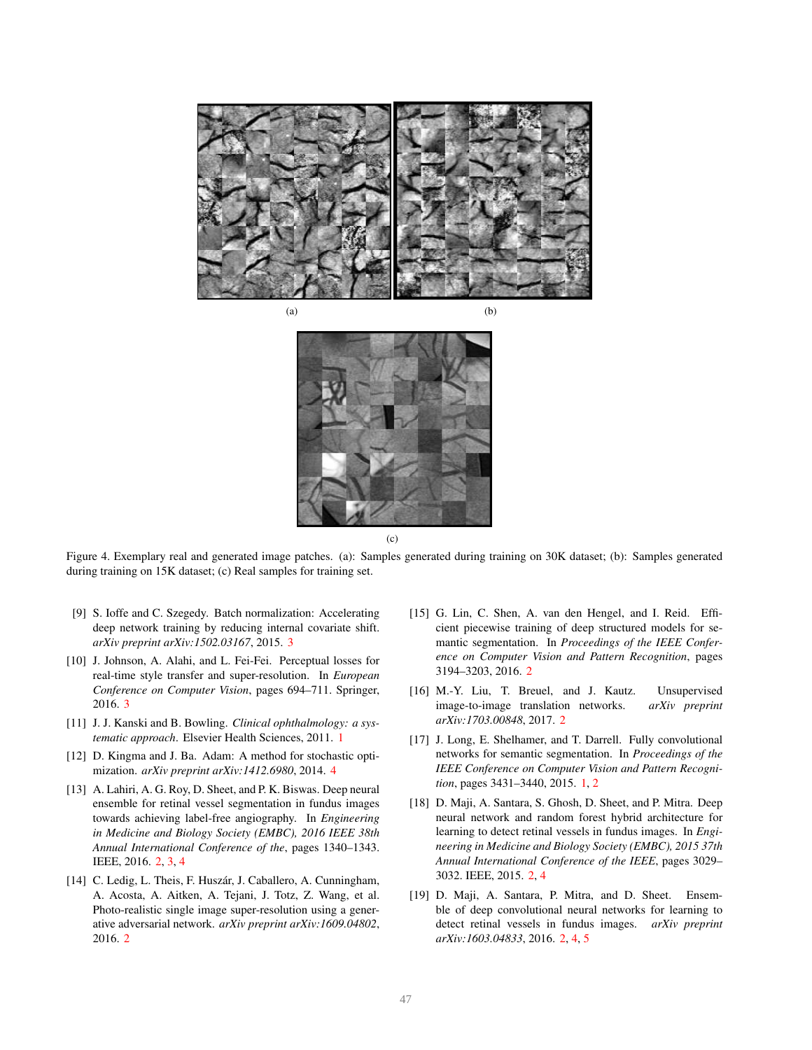(a)

(b)

(c)

Figure 4. Exemplary real and generated image patches. (a): Samples generated during training on 30K dataset; (b): Samples generated during training on 15K dataset; (c) Real samples for training set.

[9] S. Ioffe and C. Szegedy. Batch normalization: Accelerating deep network training by reducing internal covariate shift. *arXiv preprint arXiv:1502.03167*, 2015. 3

[10] J. Johnson, A. Alahi, and L. Fei-Fei. Perceptual losses for real-time style transfer and super-resolution. In *European Conference on Computer Vision*, pages 694–711. Springer, 2016. 3

[11] J. J. Kanski and B. Bowling. *Clinical ophthalmology: a systematic approach*. Elsevier Health Sciences, 2011. 1

[12] D. Kingma and J. Ba. Adam: A method for stochastic optimization. *arXiv preprint arXiv:1412.6980*, 2014. 4

[13] A. Lahiri, A. G. Roy, D. Sheet, and P. K. Biswas. Deep neural ensemble for retinal vessel segmentation in fundus images towards achieving label-free angiography. In *Engineering in Medicine and Biology Society (EMBC), 2016 IEEE 38th Annual International Conference of the*, pages 1340–1343. IEEE, 2016. 2, 3, 4

[14] C. Ledig, L. Theis, F. Huszár, J. Caballero, A. Cunningham, A. Acosta, A. Aitken, A. Tejani, J. Totz, Z. Wang, et al. Photo-realistic single image super-resolution using a generative adversarial network. *arXiv preprint arXiv:1609.04802*, 2016. 2

[15] G. Lin, C. Shen, A. van den Hengel, and I. Reid. Efficient piecewise training of deep structured models for semantic segmentation. In *Proceedings of the IEEE Conference on Computer Vision and Pattern Recognition*, pages 3194–3203, 2016. 2

[16] M.-Y. Liu, T. Breuel, and J. Kautz. Unsupervised image-to-image translation networks. *arXiv preprint arXiv:1703.00848*, 2017. 2

[17] J. Long, E. Shelhamer, and T. Darrell. Fully convolutional networks for semantic segmentation. In *Proceedings of the IEEE Conference on Computer Vision and Pattern Recognition*, pages 3431–3440, 2015. 1, 2

[18] D. Maji, A. Santara, S. Ghosh, D. Sheet, and P. Mitra. Deep neural network and random forest hybrid architecture for learning to detect retinal vessels in fundus images. In *Engineering in Medicine and Biology Society (EMBC), 2015 37th Annual International Conference of the IEEE*, pages 3029–3032. IEEE, 2015. 2, 4

[19] D. Maji, A. Santara, P. Mitra, and D. Sheet. Ensemble of deep convolutional neural networks for learning to detect retinal vessels in fundus images. *arXiv preprint arXiv:1603.04833*, 2016. 2, 4, 5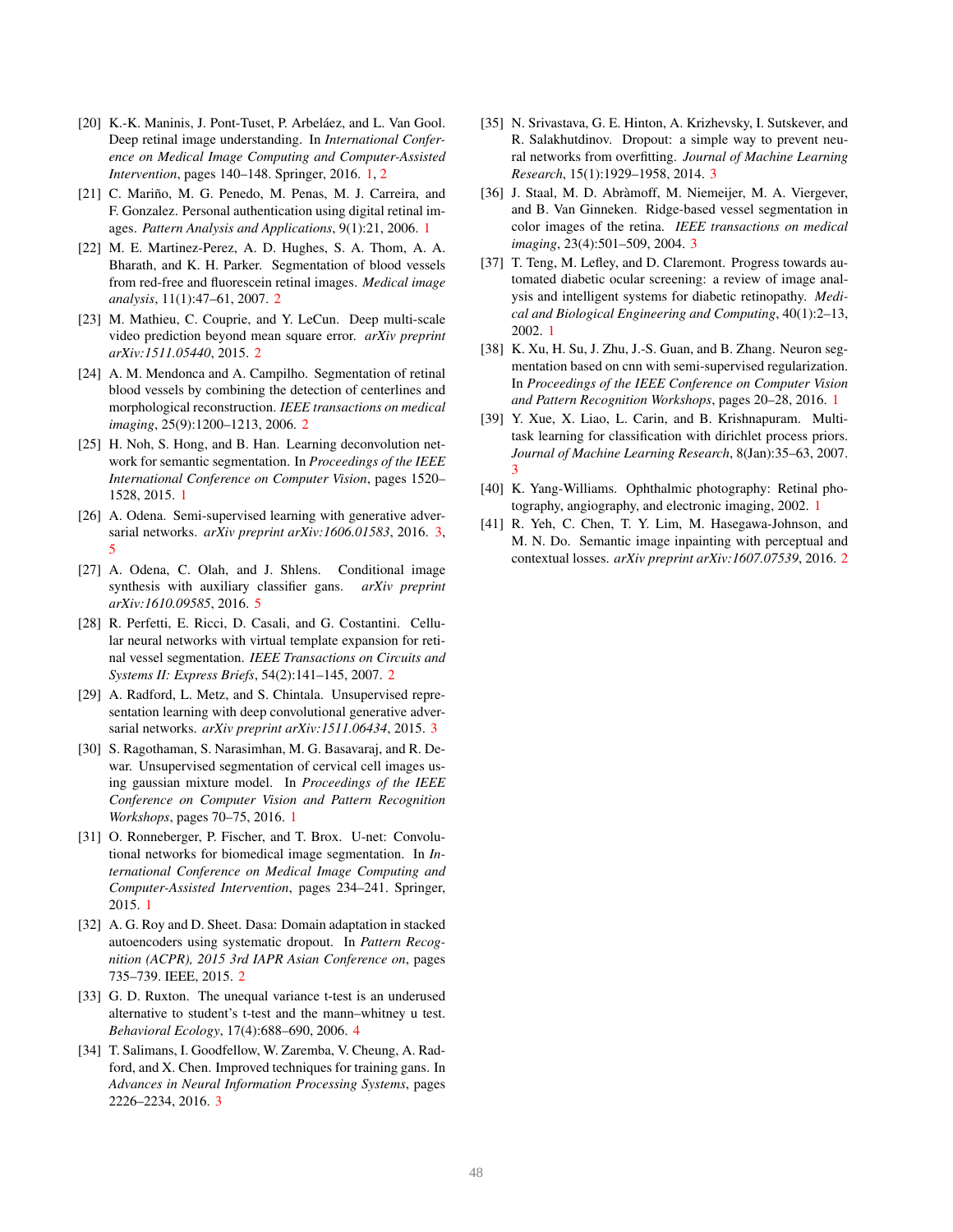[20] K.-K. Maninis, J. Pont-Tuset, P. Arbeláez, and L. Van Gool. Deep retinal image understanding. In *International Conference on Medical Image Computing and Computer-Assisted Intervention*, pages 140–148. Springer, 2016. 1, 2

[21] C. Mariño, M. G. Penedo, M. Penas, M. J. Carreira, and F. Gonzalez. Personal authentication using digital retinal images. *Pattern Analysis and Applications*, 9(1):21, 2006. 1

[22] M. E. Martinez-Perez, A. D. Hughes, S. A. Thom, A. A. Bharath, and K. H. Parker. Segmentation of blood vessels from red-free and fluorescein retinal images. *Medical image analysis*, 11(1):47–61, 2007. 2

[23] M. Mathieu, C. Couprie, and Y. LeCun. Deep multi-scale video prediction beyond mean square error. *arXiv preprint arXiv:1511.05440*, 2015. 2

[24] A. M. Mendonca and A. Campilho. Segmentation of retinal blood vessels by combining the detection of centerlines and morphological reconstruction. *IEEE transactions on medical imaging*, 25(9):1200–1213, 2006. 2

[25] H. Noh, S. Hong, and B. Han. Learning deconvolution network for semantic segmentation. In *Proceedings of the IEEE International Conference on Computer Vision*, pages 1520–1528, 2015. 1

[26] A. Odena. Semi-supervised learning with generative adversarial networks. *arXiv preprint arXiv:1606.01583*, 2016. 3, 5

[27] A. Odena, C. Olah, and J. Shlens. Conditional image synthesis with auxiliary classifier gans. *arXiv preprint arXiv:1610.09585*, 2016. 5

[28] R. Perfetti, E. Ricci, D. Casali, and G. Costantini. Cellular neural networks with virtual template expansion for retinal vessel segmentation. *IEEE Transactions on Circuits and Systems II: Express Briefs*, 54(2):141–145, 2007. 2

[29] A. Radford, L. Metz, and S. Chintala. Unsupervised representation learning with deep convolutional generative adversarial networks. *arXiv preprint arXiv:1511.06434*, 2015. 3

[30] S. Ragothaman, S. Narasimhan, M. G. Basavaraj, and R. Dewar. Unsupervised segmentation of cervical cell images using gaussian mixture model. In *Proceedings of the IEEE Conference on Computer Vision and Pattern Recognition Workshops*, pages 70–75, 2016. 1

[31] O. Ronneberger, P. Fischer, and T. Brox. U-net: Convolutional networks for biomedical image segmentation. In *International Conference on Medical Image Computing and Computer-Assisted Intervention*, pages 234–241. Springer, 2015. 1

[32] A. G. Roy and D. Sheet. Dasa: Domain adaptation in stacked autoencoders using systematic dropout. In *Pattern Recognition (ACPR), 2015 3rd IAPR Asian Conference on*, pages 735–739. IEEE, 2015. 2

[33] G. D. Ruxton. The unequal variance t-test is an underused alternative to student's t-test and the mann–whitney u test. *Behavioral Ecology*, 17(4):688–690, 2006. 4

[34] T. Salimans, I. Goodfellow, W. Zaremba, V. Cheung, A. Radford, and X. Chen. Improved techniques for training gans. In *Advances in Neural Information Processing Systems*, pages 2226–2234, 2016. 3

[35] N. Srivastava, G. E. Hinton, A. Krizhevsky, I. Sutskever, and R. Salakhutdinov. Dropout: a simple way to prevent neural networks from overfitting. *Journal of Machine Learning Research*, 15(1):1929–1958, 2014. 3

[36] J. Staal, M. D. Abràmoff, M. Niemeijer, M. A. Viergever, and B. Van Ginneken. Ridge-based vessel segmentation in color images of the retina. *IEEE transactions on medical imaging*, 23(4):501–509, 2004. 3

[37] T. Teng, M. Lefley, and D. Claremont. Progress towards automated diabetic ocular screening: a review of image analysis and intelligent systems for diabetic retinopathy. *Medical and Biological Engineering and Computing*, 40(1):2–13, 2002. 1

[38] K. Xu, H. Su, J. Zhu, J.-S. Guan, and B. Zhang. Neuron segmentation based on cnn with semi-supervised regularization. In *Proceedings of the IEEE Conference on Computer Vision and Pattern Recognition Workshops*, pages 20–28, 2016. 1

[39] Y. Xue, X. Liao, L. Carin, and B. Krishnapuram. Multi-task learning for classification with dirichlet process priors. *Journal of Machine Learning Research*, 8(Jan):35–63, 2007. 3

[40] K. Yang-Williams. Ophthalmic photography: Retinal photography, angiography, and electronic imaging, 2002. 1

[41] R. Yeh, C. Chen, T. Y. Lim, M. Hasegawa-Johnson, and M. N. Do. Semantic image inpainting with perceptual and contextual losses. *arXiv preprint arXiv:1607.07539*, 2016. 2